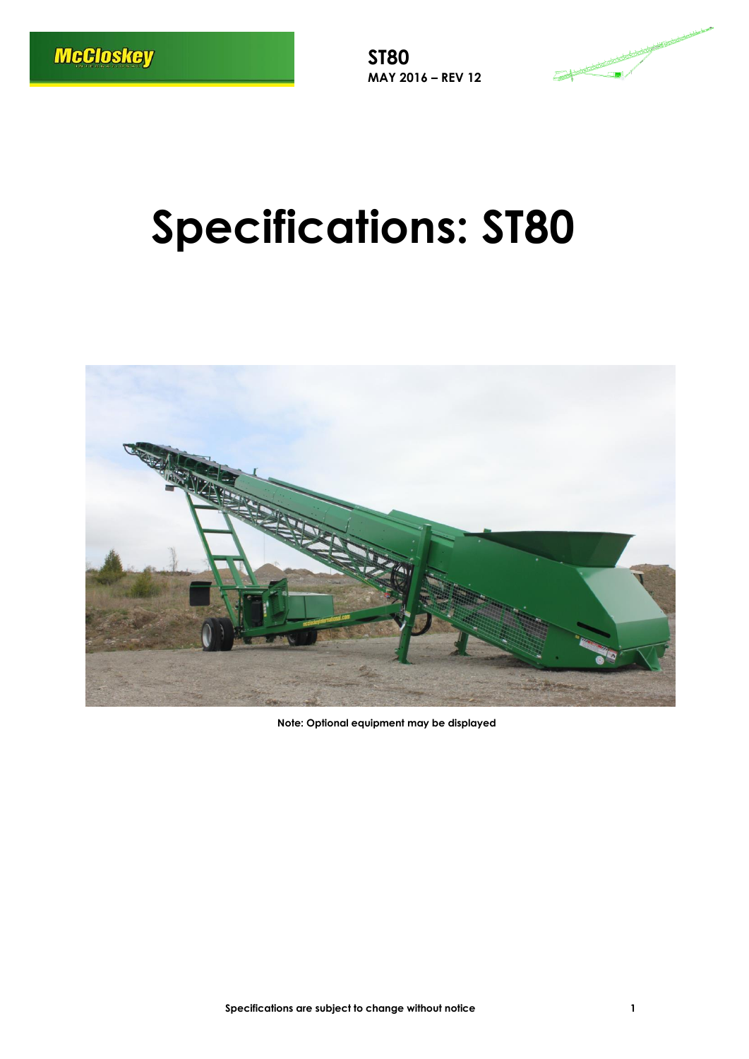# Specifications: ST80

Note: Optional equipment may be displayed

Specifications are subject to change without notice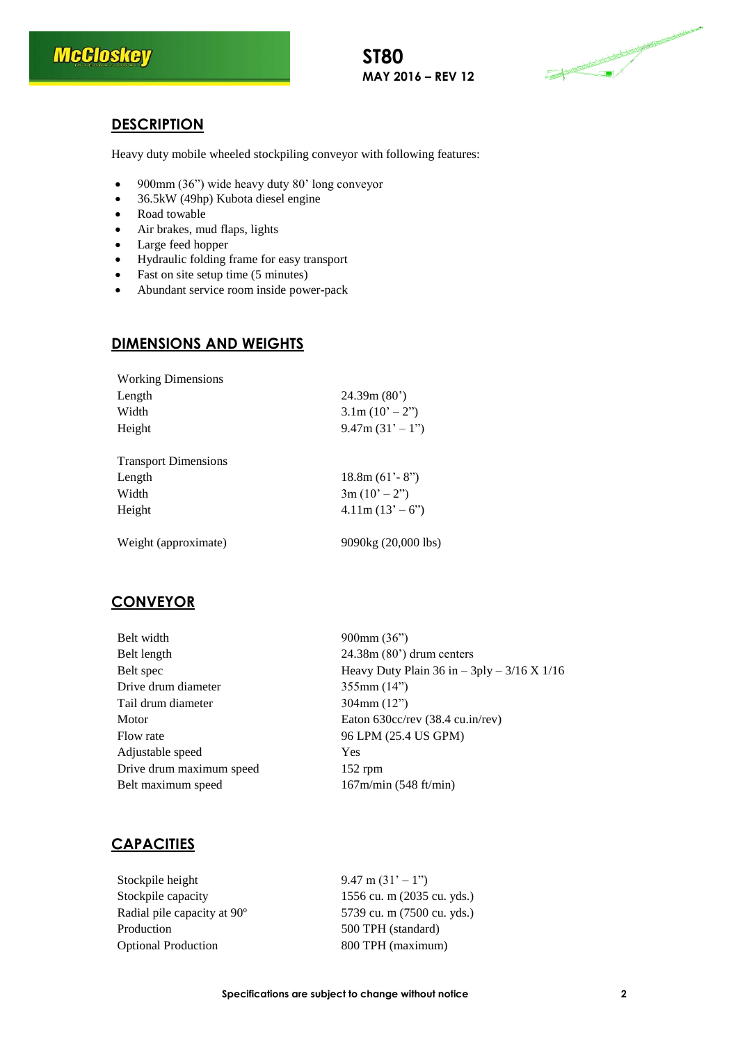# ST80

**MAY 2016 – REV 12**

## DESCRIPTION

Heavy duty mobile wheeled stockpiling conveyor with following features:

- 900mm (36") wide heavy duty 80' long conveyor
- 36.5kW (49hp) Kubota diesel engine
- Road towable
- Air brakes, mud flaps, lights
- Large feed hopper
- Hydraulic folding frame for easy transport
- Fast on site setup time (5 minutes)
- Abundant service room inside power-pack

## DIMENSIONS AND WEIGHTS

| | |
|---|---|
| Working Dimensions | |
| Length | 24.39m (80') |
| Width | 3.1m (10' – 2") |
| Height | 9.47m (31' – 1") |
| | |
| Transport Dimensions | |
| Length | 18.8m (61'- 8") |
| Width | 3m (10' – 2") |
| Height | 4.11m (13' – 6") |
| | |
| Weight (approximate) | 9090kg (20,000 lbs) |

## CONVEYOR

| | |
|---|---|
| Belt width | 900mm (36") |
| Belt length | 24.38m (80') drum centers |
| Belt spec | Heavy Duty Plain 36 in – 3ply – 3/16 X 1/16 |
| Drive drum diameter | 355mm (14") |
| Tail drum diameter | 304mm (12") |
| Motor | Eaton 630cc/rev (38.4 cu.in/rev) |
| Flow rate | 96 LPM (25.4 US GPM) |
| Adjustable speed | Yes |
| Drive drum maximum speed | 152 rpm |
| Belt maximum speed | 167m/min (548 ft/min) |

## CAPACITIES

| | |
|---|---|
| Stockpile height | 9.47 m (31' – 1") |
| Stockpile capacity | 1556 cu. m (2035 cu. yds.) |
| Radial pile capacity at 90º | 5739 cu. m (7500 cu. yds.) |
| Production | 500 TPH (standard) |
| Optional Production | 800 TPH (maximum) |

**Specifications are subject to change without notice**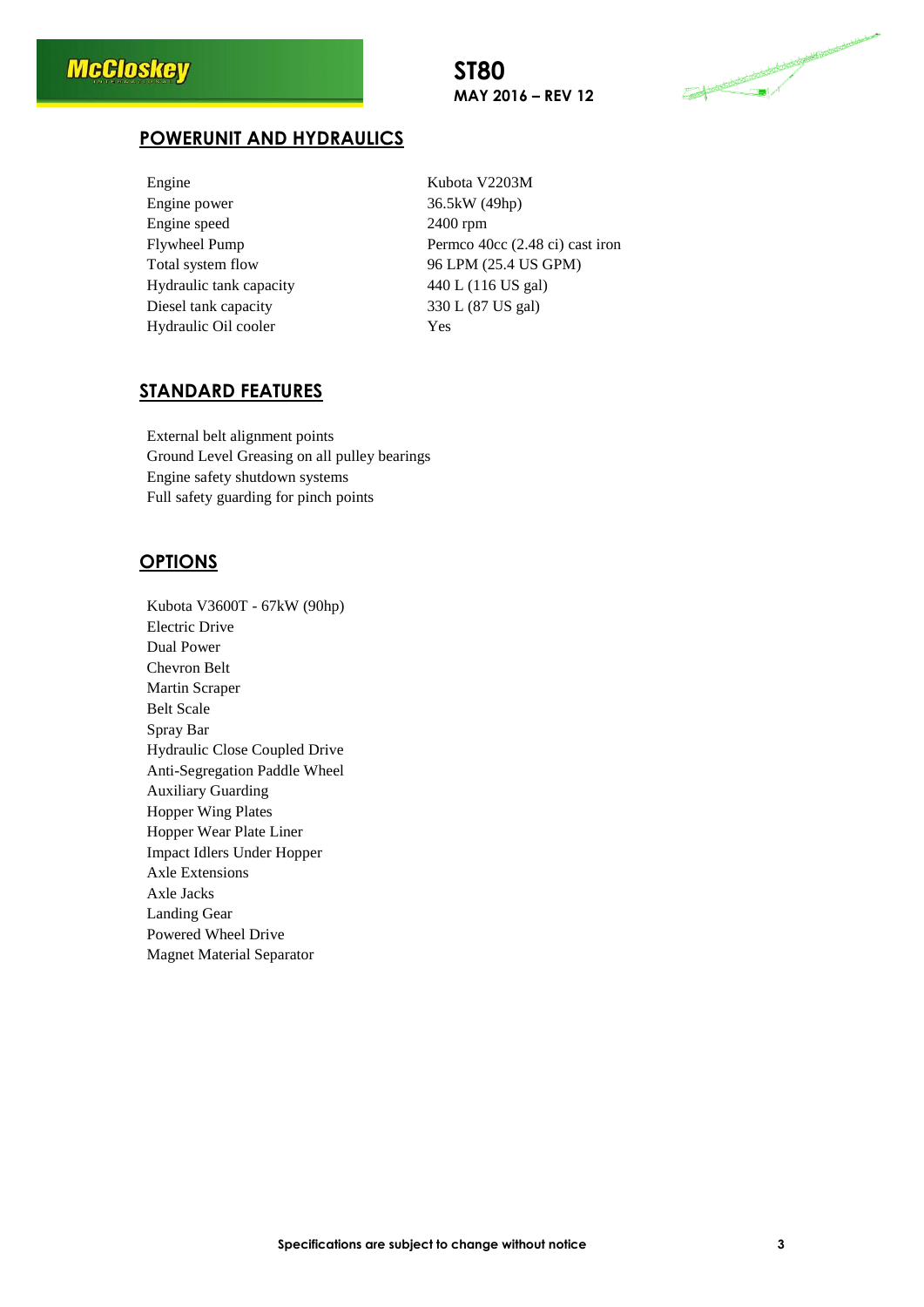## POWERUNIT AND HYDRAULICS

| | |
|---|---|
| Engine | Kubota V2203M |
| Engine power | 36.5kW (49hp) |
| Engine speed | 2400 rpm |
| Flywheel Pump | Permco 40cc (2.48 ci) cast iron |
| Total system flow | 96 LPM (25.4 US GPM) |
| Hydraulic tank capacity | 440 L (116 US gal) |
| Diesel tank capacity | 330 L (87 US gal) |
| Hydraulic Oil cooler | Yes |

## STANDARD FEATURES

External belt alignment points
Ground Level Greasing on all pulley bearings
Engine safety shutdown systems
Full safety guarding for pinch points

## OPTIONS

Kubota V3600T - 67kW (90hp)
Electric Drive
Dual Power
Chevron Belt
Martin Scraper
Belt Scale
Spray Bar
Hydraulic Close Coupled Drive
Anti-Segregation Paddle Wheel
Auxiliary Guarding
Hopper Wing Plates
Hopper Wear Plate Liner
Impact Idlers Under Hopper
Axle Extensions
Axle Jacks
Landing Gear
Powered Wheel Drive
Magnet Material Separator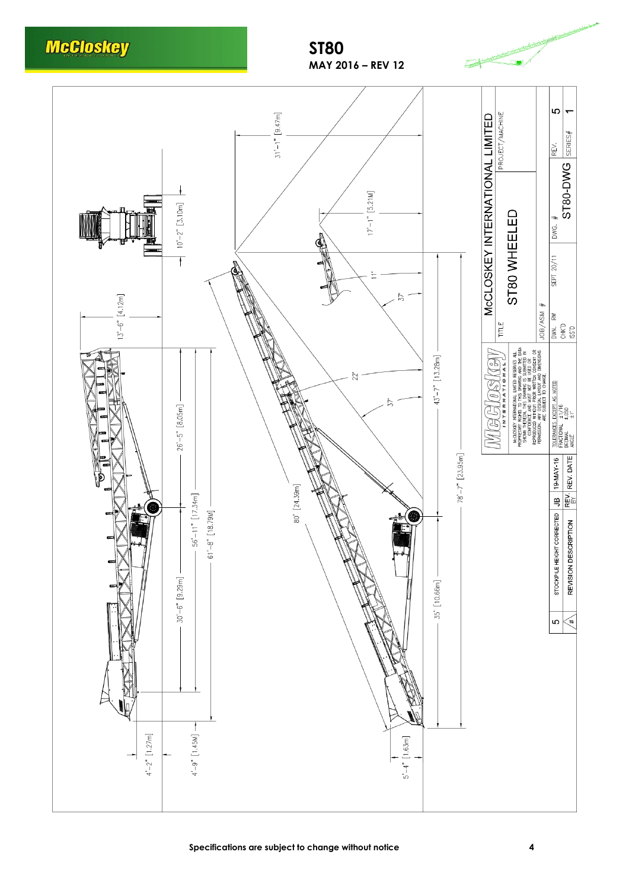# ST80

**MAY 2016 – REV 12**

31'-1" [9.47m]

17'-1" [5.21M]

10'-2" [3.10m]

13'-6" [4.12m]

11°

37°

22°

37°

43'-7" [13.28m]

26'-5" [8.05m]

80' [24.39m]

78'-7" [23.95m]

56'-11" [17.34m]

61'-8" [18.79M]

30'-6" [9.29m]

35' [10.66m]

4'-2" [1.27m]

4'-9" [1.45M]

5'-4" [1.63m]

McCLOSKEY INTERNATIONAL LIMITED

TITLE

ST80 WHEELED

PROJECT/MACHINE

McCLOSKEY INTERNATIONAL LIMITED RESERVES ALL PROPRIETARY RIGHTS TO THIS DRAWING AND THE DATA SHOWN THEREON. THIS DRAWING IS SUBMITTED IN CONFIDENCE AND MUST NOT BE USED OR REPRODUCED WITHOUT PRIOR WRITTEN CONSENT OR PERMISSION. ANY DESIGN LAYOUT AND DIMENSIONS ARE SUBJECT TO CHANGE.

TOLERANCES EXCEPT AS NOTED
FRACTIONAL ±1/16
DECIMAL ±.050
ANGLE ±1°

JOB/ASM #

DWN. RW SEPT 20/11
CHK'D
ISS'D

DWG. # ST80-DWG

REV. 5

SERIES# 1

| # | REVISION DESCRIPTION | REV. BY | REV. DATE |
|---|---|---|---|
| 5 | STOCKPILE HEIGHT CORRECTED | JB | 19-MAY-16 |

Specifications are subject to change without notice